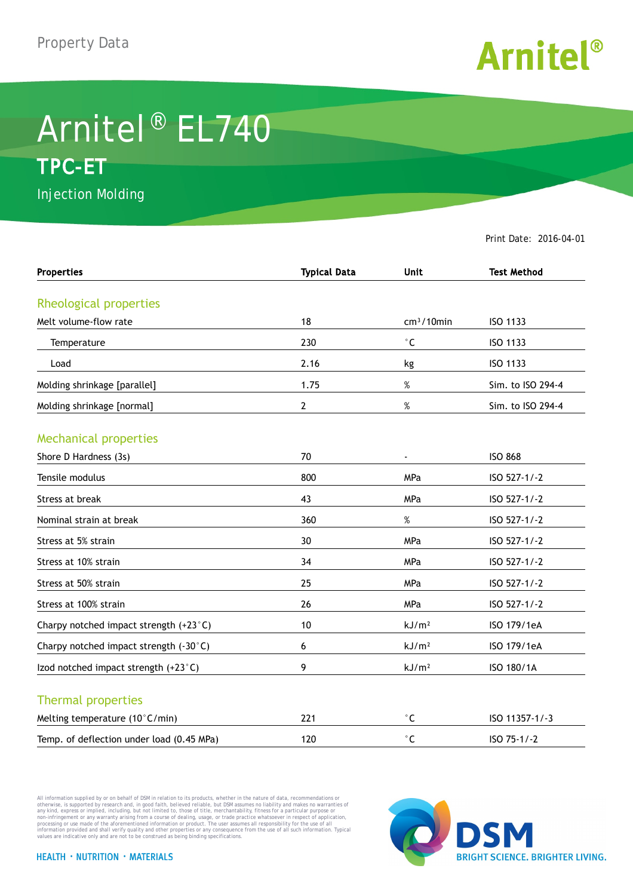Property Data

# Arnitel® EL740

## TPC-ET

Injection Molding

Print Date: 2016-04-01

| Properties | Typical Data | Unit | Test Method |
|---|---|---|---|
| **Rheological properties** | | | |
| Melt volume-flow rate | 18 | $cm^3$/10min | ISO 1133 |
| Temperature | 230 | °C | ISO 1133 |
| Load | 2.16 | kg | ISO 1133 |
| Molding shrinkage [parallel] | 1.75 | % | Sim. to ISO 294-4 |
| Molding shrinkage [normal] | 2 | % | Sim. to ISO 294-4 |
| **Mechanical properties** | | | |
| Shore D Hardness (3s) | 70 | - | ISO 868 |
| Tensile modulus | 800 | MPa | ISO 527-1/-2 |
| Stress at break | 43 | MPa | ISO 527-1/-2 |
| Nominal strain at break | 360 | % | ISO 527-1/-2 |
| Stress at 5% strain | 30 | MPa | ISO 527-1/-2 |
| Stress at 10% strain | 34 | MPa | ISO 527-1/-2 |
| Stress at 50% strain | 25 | MPa | ISO 527-1/-2 |
| Stress at 100% strain | 26 | MPa | ISO 527-1/-2 |
| Charpy notched impact strength (+23°C) | 10 | $kJ/m^2$ | ISO 179/1eA |
| Charpy notched impact strength (-30°C) | 6 | $kJ/m^2$ | ISO 179/1eA |
| Izod notched impact strength (+23°C) | 9 | $kJ/m^2$ | ISO 180/1A |
| **Thermal properties** | | | |
| Melting temperature (10°C/min) | 221 | °C | ISO 11357-1/-3 |
| Temp. of deflection under load (0.45 MPa) | 120 | °C | ISO 75-1/-2 |

All information supplied by or on behalf of DSM in relation to its products, whether in the nature of data, recommendations or otherwise, is supported by research and, in good faith, believed reliable, but DSM assumes no liability and makes no warranties of any kind, express or implied, including, but not limited to, those of title, merchantability, fitness for a particular purpose or non-infringement or any warranty arising from a course of dealing, usage, or trade practice whatsoever in respect of application, processing or use made of the aforementioned information or product. The user assumes all responsibility for the use of all information provided and shall verify quality and other properties or any consequence from the use of all such information. Typical values are indicative only and are not to be construed as being binding specifications.

HEALTH · NUTRITION · MATERIALS

DSM BRIGHT SCIENCE. BRIGHTER LIVING.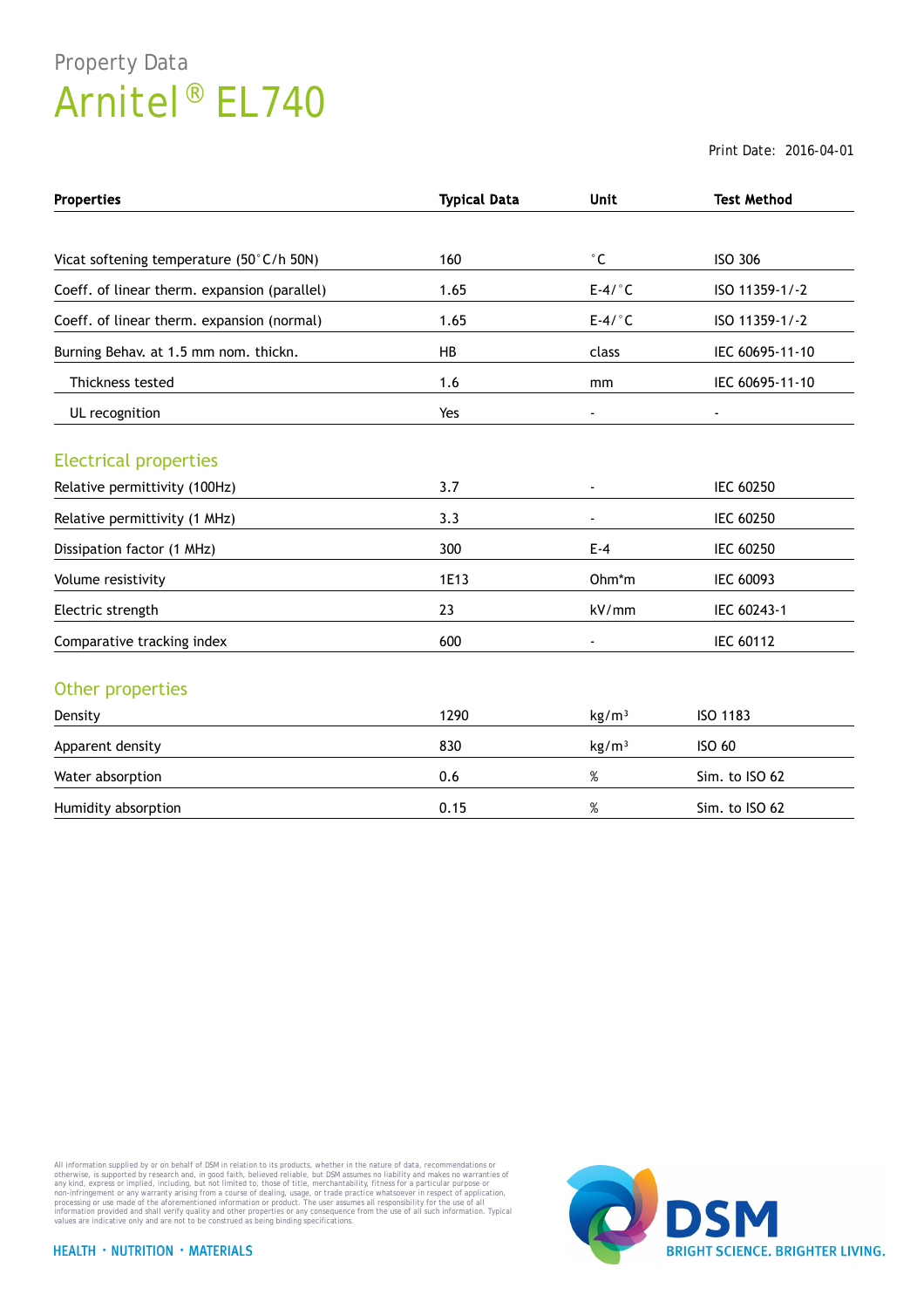Property Data

# Arnitel® EL740

Print Date: 2016-04-01

| Properties | Typical Data | Unit | Test Method |
|---|---|---|---|
| Vicat softening temperature (50°C/h 50N) | 160 | °C | ISO 306 |
| Coeff. of linear therm. expansion (parallel) | 1.65 | E-4/°C | ISO 11359-1/-2 |
| Coeff. of linear therm. expansion (normal) | 1.65 | E-4/°C | ISO 11359-1/-2 |
| Burning Behav. at 1.5 mm nom. thickn. | HB | class | IEC 60695-11-10 |
| Thickness tested | 1.6 | mm | IEC 60695-11-10 |
| UL recognition | Yes | - | - |

## Electrical properties

| | | | |
|---|---|---|---|
| Relative permittivity (100Hz) | 3.7 | - | IEC 60250 |
| Relative permittivity (1 MHz) | 3.3 | - | IEC 60250 |
| Dissipation factor (1 MHz) | 300 | E-4 | IEC 60250 |
| Volume resistivity | 1E13 | Ohm*m | IEC 60093 |
| Electric strength | 23 | kV/mm | IEC 60243-1 |
| Comparative tracking index | 600 | - | IEC 60112 |

## Other properties

| | | | |
|---|---|---|---|
| Density | 1290 | kg/m³ | ISO 1183 |
| Apparent density | 830 | kg/m³ | ISO 60 |
| Water absorption | 0.6 | % | Sim. to ISO 62 |
| Humidity absorption | 0.15 | % | Sim. to ISO 62 |

All information supplied by or on behalf of DSM in relation to its products, whether in the nature of data, recommendations or otherwise, is supported by research and, in good faith, believed reliable, but DSM assumes no liability and makes no warranties of any kind, express or implied, including, but not limited to, those of title, merchantability, fitness for a particular purpose or non-infringement or any warranty arising from a course of dealing, usage, or trade practice whatsoever in respect of application, processing or use made of the aforementioned information or product. The user assumes all responsibility for the use of all information provided and shall verify quality and other properties or any consequence from the use of all such information. Typical values are indicative only and are not to be construed as being binding specifications.

HEALTH · NUTRITION · MATERIALS

DSM BRIGHT SCIENCE. BRIGHTER LIVING.